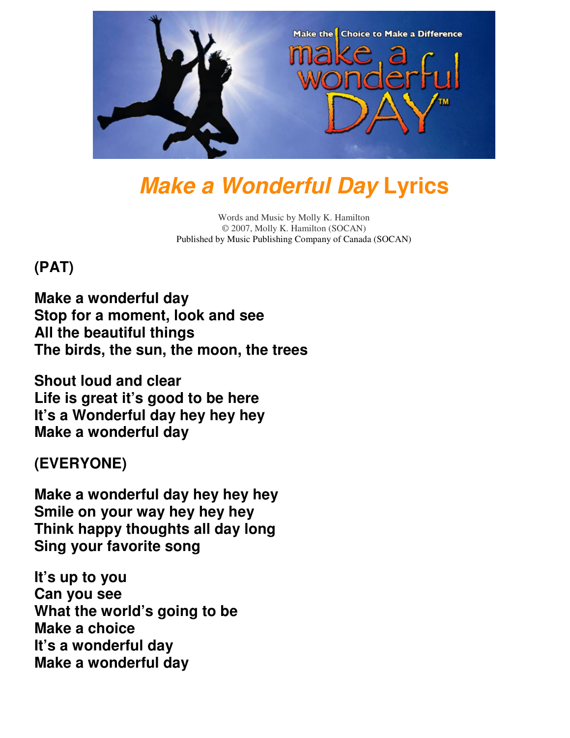# *Make a Wonderful Day* Lyrics

Words and Music by Molly K. Hamilton
© 2007, Molly K. Hamilton (SOCAN)
Published by Music Publishing Company of Canada (SOCAN)

**(PAT)**

**Make a wonderful day**
**Stop for a moment, look and see**
**All the beautiful things**
**The birds, the sun, the moon, the trees**

**Shout loud and clear**
**Life is great it's good to be here**
**It's a Wonderful day hey hey hey**
**Make a wonderful day**

**(EVERYONE)**

**Make a wonderful day hey hey hey**
**Smile on your way hey hey hey**
**Think happy thoughts all day long**
**Sing your favorite song**

**It's up to you**
**Can you see**
**What the world's going to be**
**Make a choice**
**It's a wonderful day**
**Make a wonderful day**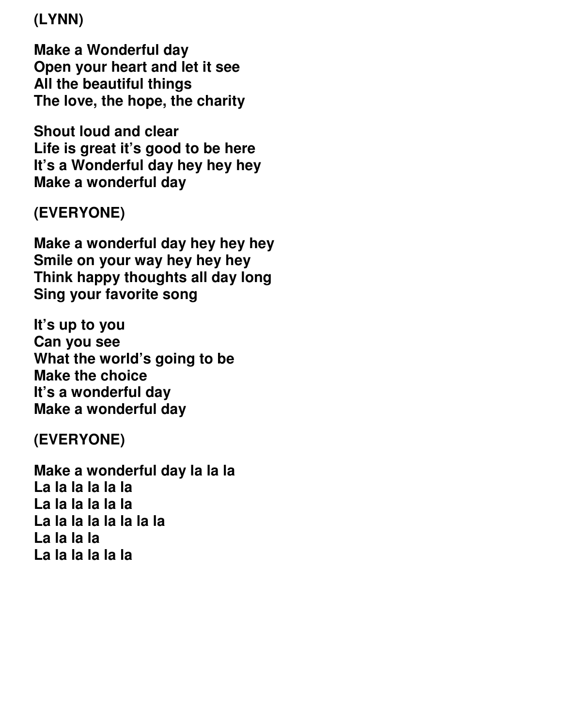**(LYNN)**

**Make a Wonderful day**
**Open your heart and let it see**
**All the beautiful things**
**The love, the hope, the charity**

**Shout loud and clear**
**Life is great it's good to be here**
**It's a Wonderful day hey hey hey**
**Make a wonderful day**

**(EVERYONE)**

**Make a wonderful day hey hey hey**
**Smile on your way hey hey hey**
**Think happy thoughts all day long**
**Sing your favorite song**

**It's up to you**
**Can you see**
**What the world's going to be**
**Make the choice**
**It's a wonderful day**
**Make a wonderful day**

**(EVERYONE)**

**Make a wonderful day la la la**
**La la la la la la**
**La la la la la la**
**La la la la la la la la**
**La la la la**
**La la la la la la**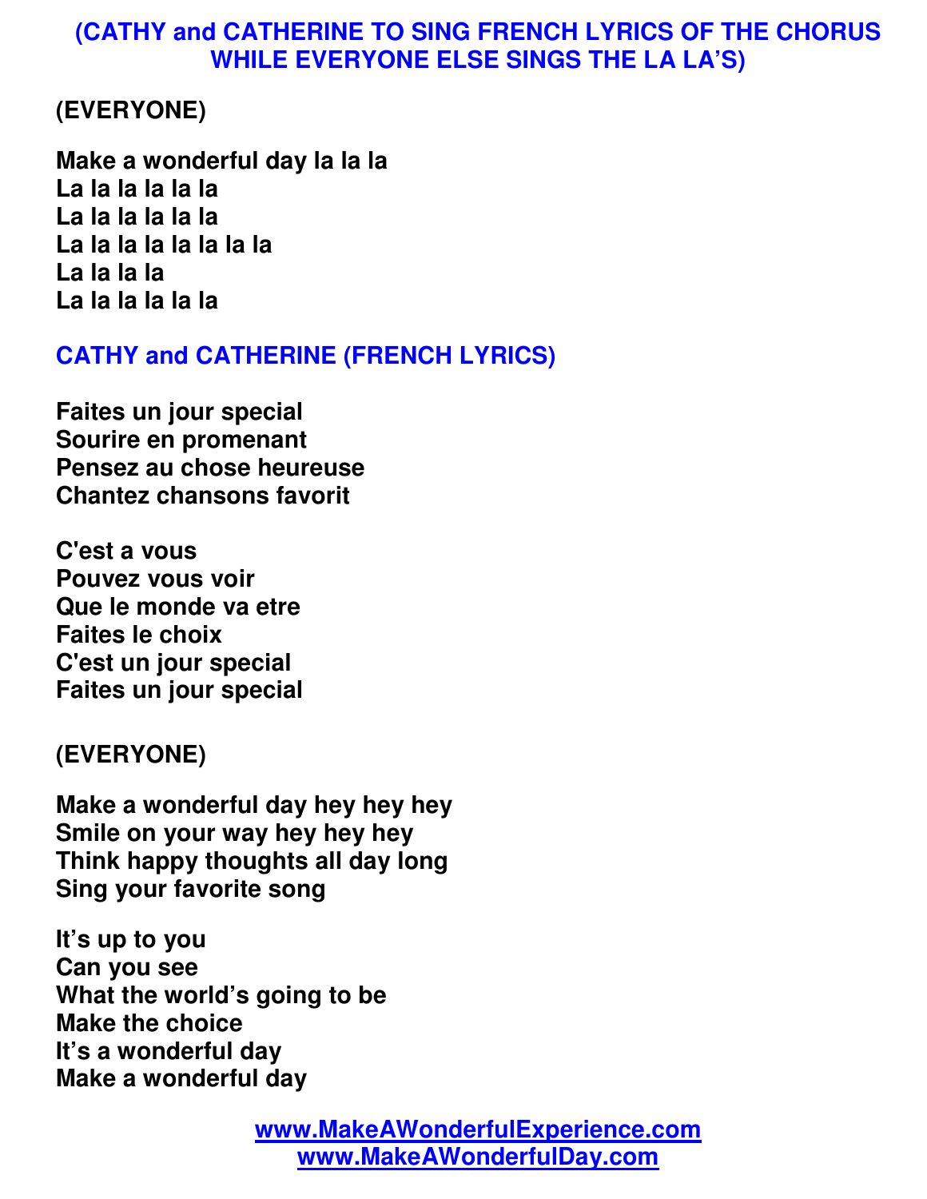**(CATHY and CATHERINE TO SING FRENCH LYRICS OF THE CHORUS WHILE EVERYONE ELSE SINGS THE LA LA'S)**

**(EVERYONE)**

**Make a wonderful day la la la**
**La la la la la la**
**La la la la la la**
**La la la la la la la la**
**La la la la**
**La la la la la la**

**CATHY and CATHERINE (FRENCH LYRICS)**

**Faites un jour special**
**Sourire en promenant**
**Pensez au chose heureuse**
**Chantez chansons favorit**

**C'est a vous**
**Pouvez vous voir**
**Que le monde va etre**
**Faites le choix**
**C'est un jour special**
**Faites un jour special**

**(EVERYONE)**

**Make a wonderful day hey hey hey**
**Smile on your way hey hey hey**
**Think happy thoughts all day long**
**Sing your favorite song**

**It's up to you**
**Can you see**
**What the world's going to be**
**Make the choice**
**It's a wonderful day**
**Make a wonderful day**

**www.MakeAWonderfulExperience.com**
**www.MakeAWonderfulDay.com**